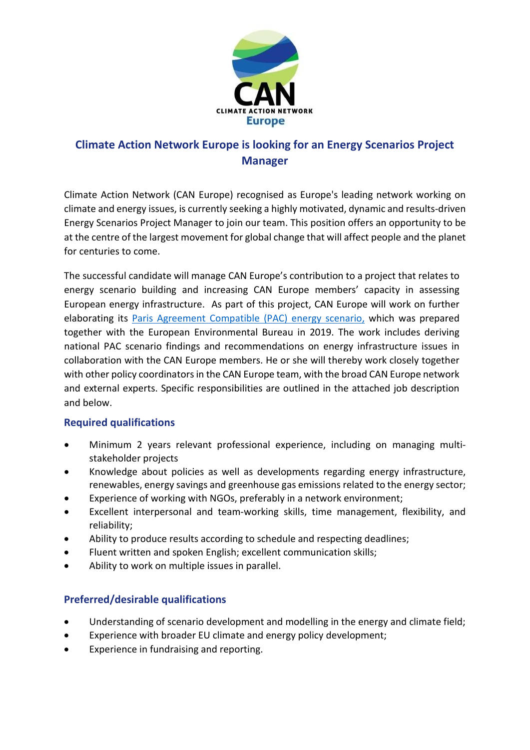# Climate Action Network Europe is looking for an Energy Scenarios Project Manager

Climate Action Network (CAN Europe) recognised as Europe's leading network working on climate and energy issues, is currently seeking a highly motivated, dynamic and results-driven Energy Scenarios Project Manager to join our team. This position offers an opportunity to be at the centre of the largest movement for global change that will affect people and the planet for centuries to come.

The successful candidate will manage CAN Europe's contribution to a project that relates to energy scenario building and increasing CAN Europe members' capacity in assessing European energy infrastructure. As part of this project, CAN Europe will work on further elaborating its Paris Agreement Compatible (PAC) energy scenario, which was prepared together with the European Environmental Bureau in 2019. The work includes deriving national PAC scenario findings and recommendations on energy infrastructure issues in collaboration with the CAN Europe members. He or she will thereby work closely together with other policy coordinators in the CAN Europe team, with the broad CAN Europe network and external experts. Specific responsibilities are outlined in the attached job description and below.

## Required qualifications

- Minimum 2 years relevant professional experience, including on managing multi-stakeholder projects
- Knowledge about policies as well as developments regarding energy infrastructure, renewables, energy savings and greenhouse gas emissions related to the energy sector;
- Experience of working with NGOs, preferably in a network environment;
- Excellent interpersonal and team-working skills, time management, flexibility, and reliability;
- Ability to produce results according to schedule and respecting deadlines;
- Fluent written and spoken English; excellent communication skills;
- Ability to work on multiple issues in parallel.

## Preferred/desirable qualifications

- Understanding of scenario development and modelling in the energy and climate field;
- Experience with broader EU climate and energy policy development;
- Experience in fundraising and reporting.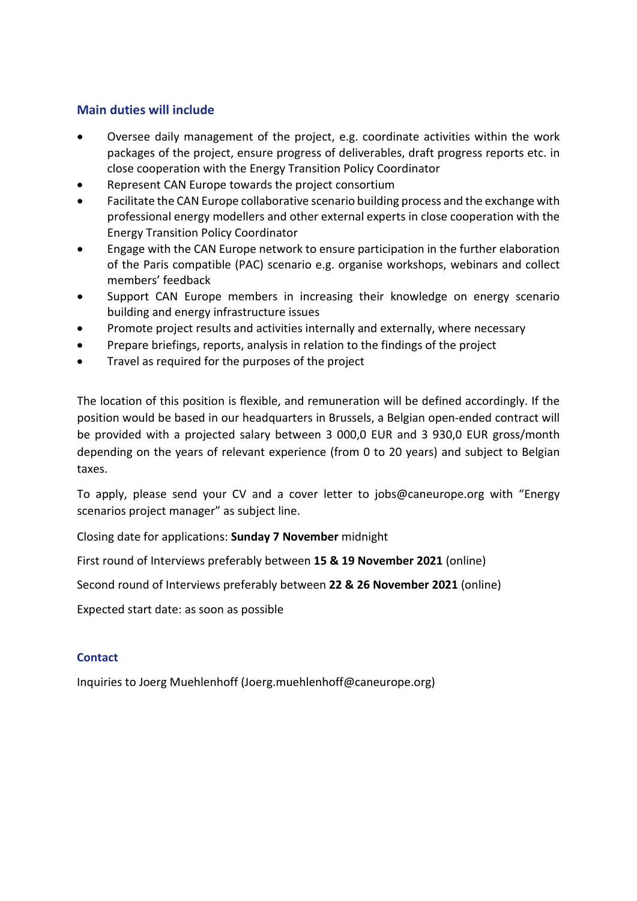## Main duties will include

- Oversee daily management of the project, e.g. coordinate activities within the work packages of the project, ensure progress of deliverables, draft progress reports etc. in close cooperation with the Energy Transition Policy Coordinator
- Represent CAN Europe towards the project consortium
- Facilitate the CAN Europe collaborative scenario building process and the exchange with professional energy modellers and other external experts in close cooperation with the Energy Transition Policy Coordinator
- Engage with the CAN Europe network to ensure participation in the further elaboration of the Paris compatible (PAC) scenario e.g. organise workshops, webinars and collect members' feedback
- Support CAN Europe members in increasing their knowledge on energy scenario building and energy infrastructure issues
- Promote project results and activities internally and externally, where necessary
- Prepare briefings, reports, analysis in relation to the findings of the project
- Travel as required for the purposes of the project

The location of this position is flexible, and remuneration will be defined accordingly. If the position would be based in our headquarters in Brussels, a Belgian open-ended contract will be provided with a projected salary between 3 000,0 EUR and 3 930,0 EUR gross/month depending on the years of relevant experience (from 0 to 20 years) and subject to Belgian taxes.

To apply, please send your CV and a cover letter to jobs@caneurope.org with "Energy scenarios project manager" as subject line.

Closing date for applications: **Sunday 7 November** midnight

First round of Interviews preferably between **15 & 19 November 2021** (online)

Second round of Interviews preferably between **22 & 26 November 2021** (online)

Expected start date: as soon as possible

## Contact

Inquiries to Joerg Muehlenhoff (Joerg.muehlenhoff@caneurope.org)